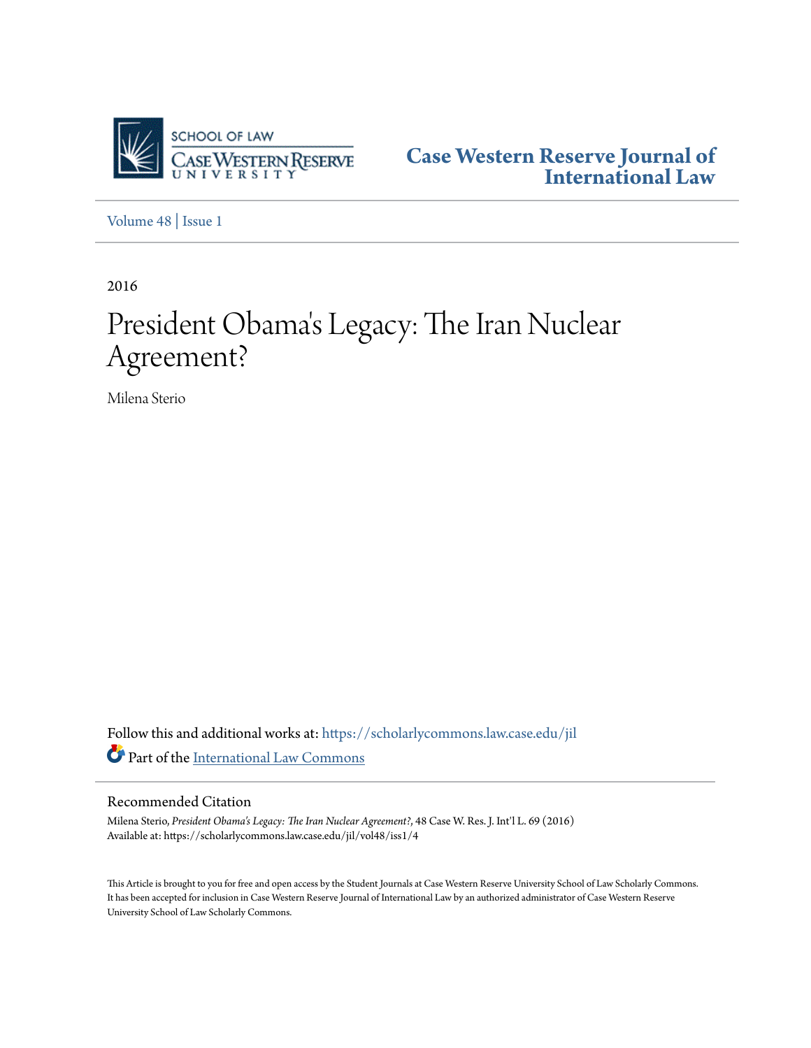**Case Western Reserve Journal of International Law**

Volume 48 | Issue 1

2016

# President Obama's Legacy: The Iran Nuclear Agreement?

Milena Sterio

Follow this and additional works at: https://scholarlycommons.law.case.edu/jil

Part of the International Law Commons

## Recommended Citation

Milena Sterio, *President Obama's Legacy: The Iran Nuclear Agreement?*, 48 Case W. Res. J. Int'l L. 69 (2016)
Available at: https://scholarlycommons.law.case.edu/jil/vol48/iss1/4

This Article is brought to you for free and open access by the Student Journals at Case Western Reserve University School of Law Scholarly Commons. It has been accepted for inclusion in Case Western Reserve Journal of International Law by an authorized administrator of Case Western Reserve University School of Law Scholarly Commons.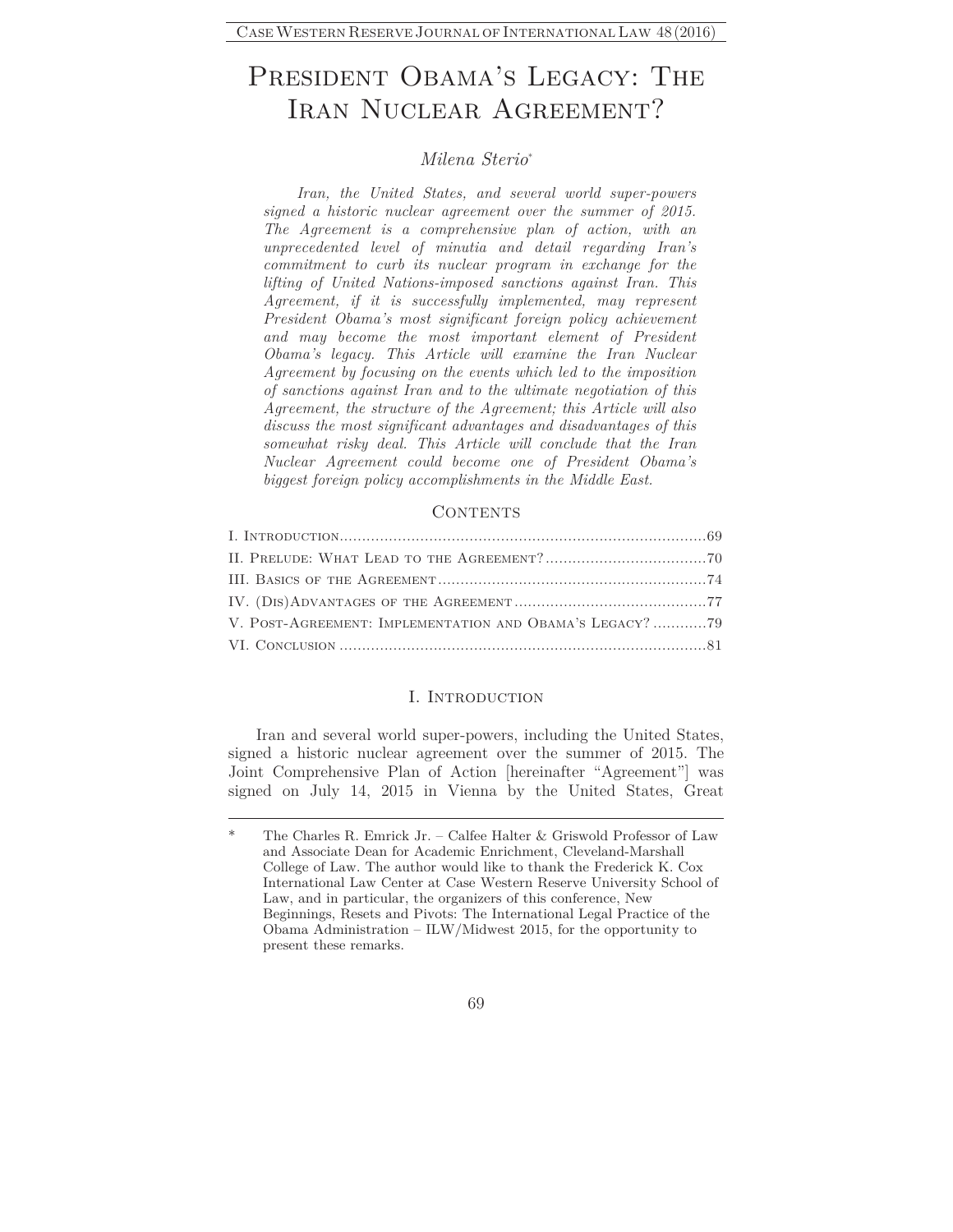# President Obama's Legacy: The Iran Nuclear Agreement?

*Milena Sterio*[*]

*Iran, the United States, and several world super-powers signed a historic nuclear agreement over the summer of 2015. The Agreement is a comprehensive plan of action, with an unprecedented level of minutia and detail regarding Iran's commitment to curb its nuclear program in exchange for the lifting of United Nations-imposed sanctions against Iran. This Agreement, if it is successfully implemented, may represent President Obama's most significant foreign policy achievement and may become the most important element of President Obama's legacy. This Article will examine the Iran Nuclear Agreement by focusing on the events which led to the imposition of sanctions against Iran and to the ultimate negotiation of this Agreement, the structure of the Agreement; this Article will also discuss the most significant advantages and disadvantages of this somewhat risky deal. This Article will conclude that the Iran Nuclear Agreement could become one of President Obama's biggest foreign policy accomplishments in the Middle East.*

## Contents

I. Introduction..................................................................................69
II. Prelude: What Lead to the Agreement?....................................70
III. Basics of the Agreement............................................................74
IV. (Dis)Advantages of the Agreement...........................................77
V. Post-Agreement: Implementation and Obama's Legacy?............79
VI. Conclusion..................................................................................81

## I. Introduction

Iran and several world super-powers, including the United States, signed a historic nuclear agreement over the summer of 2015. The Joint Comprehensive Plan of Action [hereinafter "Agreement"] was signed on July 14, 2015 in Vienna by the United States, Great

---

[*] The Charles R. Emrick Jr. – Calfee Halter & Griswold Professor of Law and Associate Dean for Academic Enrichment, Cleveland-Marshall College of Law. The author would like to thank the Frederick K. Cox International Law Center at Case Western Reserve University School of Law, and in particular, the organizers of this conference, New Beginnings, Resets and Pivots: The International Legal Practice of the Obama Administration – ILW/Midwest 2015, for the opportunity to present these remarks.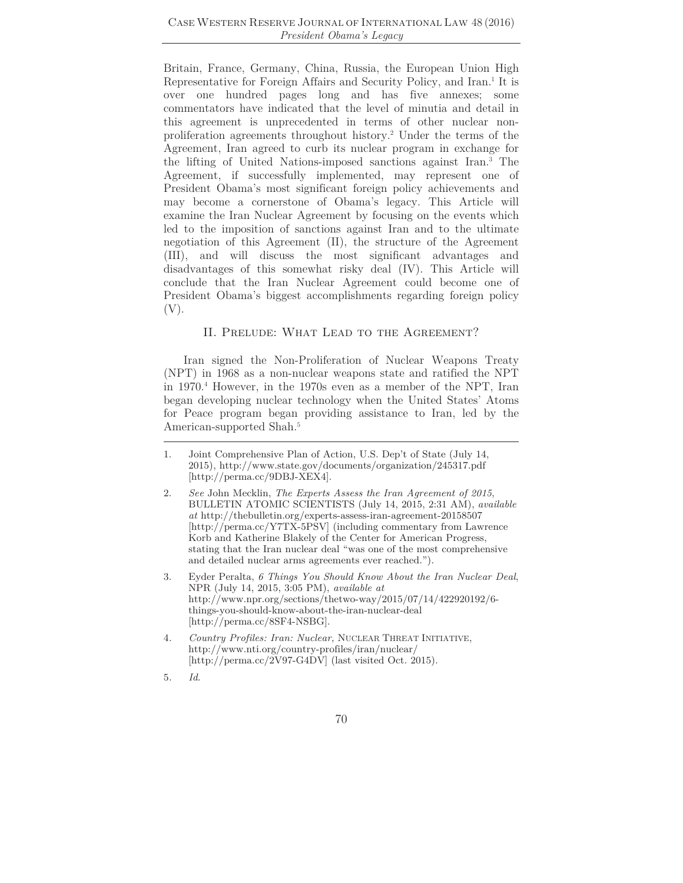Britain, France, Germany, China, Russia, the European Union High Representative for Foreign Affairs and Security Policy, and Iran.[1] It is over one hundred pages long and has five annexes; some commentators have indicated that the level of minutia and detail in this agreement is unprecedented in terms of other nuclear non-proliferation agreements throughout history.[2] Under the terms of the Agreement, Iran agreed to curb its nuclear program in exchange for the lifting of United Nations-imposed sanctions against Iran.[3] The Agreement, if successfully implemented, may represent one of President Obama's most significant foreign policy achievements and may become a cornerstone of Obama's legacy. This Article will examine the Iran Nuclear Agreement by focusing on the events which led to the imposition of sanctions against Iran and to the ultimate negotiation of this Agreement (II), the structure of the Agreement (III), and will discuss the most significant advantages and disadvantages of this somewhat risky deal (IV). This Article will conclude that the Iran Nuclear Agreement could become one of President Obama's biggest accomplishments regarding foreign policy (V).

## II. Prelude: What Lead to the Agreement?

Iran signed the Non-Proliferation of Nuclear Weapons Treaty (NPT) in 1968 as a non-nuclear weapons state and ratified the NPT in 1970.[4] However, in the 1970s even as a member of the NPT, Iran began developing nuclear technology when the United States' Atoms for Peace program began providing assistance to Iran, led by the American-supported Shah.[5]

---

1. Joint Comprehensive Plan of Action, U.S. Dep't of State (July 14, 2015), http://www.state.gov/documents/organization/245317.pdf [http://perma.cc/9DBJ-XEX4].

2. *See* John Mecklin, *The Experts Assess the Iran Agreement of 2015*, BULLETIN ATOMIC SCIENTISTS (July 14, 2015, 2:31 AM), *available at* http://thebulletin.org/experts-assess-iran-agreement-20158507 [http://perma.cc/Y7TX-5PSV] (including commentary from Lawrence Korb and Katherine Blakely of the Center for American Progress, stating that the Iran nuclear deal "was one of the most comprehensive and detailed nuclear arms agreements ever reached.").

3. Eyder Peralta, *6 Things You Should Know About the Iran Nuclear Deal*, NPR (July 14, 2015, 3:05 PM), *available at* http://www.npr.org/sections/thetwo-way/2015/07/14/422920192/6-things-you-should-know-about-the-iran-nuclear-deal [http://perma.cc/8SF4-NSBG].

4. *Country Profiles: Iran: Nuclear*, NUCLEAR THREAT INITIATIVE, http://www.nti.org/country-profiles/iran/nuclear/ [http://perma.cc/2V97-G4DV] (last visited Oct. 2015).

5. *Id*.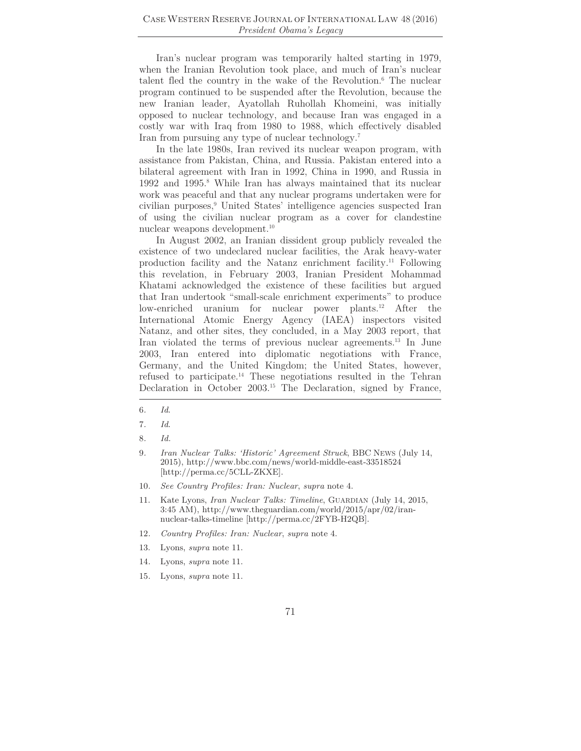Iran's nuclear program was temporarily halted starting in 1979, when the Iranian Revolution took place, and much of Iran's nuclear talent fled the country in the wake of the Revolution.[6] The nuclear program continued to be suspended after the Revolution, because the new Iranian leader, Ayatollah Ruhollah Khomeini, was initially opposed to nuclear technology, and because Iran was engaged in a costly war with Iraq from 1980 to 1988, which effectively disabled Iran from pursuing any type of nuclear technology.[7]

In the late 1980s, Iran revived its nuclear weapon program, with assistance from Pakistan, China, and Russia. Pakistan entered into a bilateral agreement with Iran in 1992, China in 1990, and Russia in 1992 and 1995.[8] While Iran has always maintained that its nuclear work was peaceful and that any nuclear programs undertaken were for civilian purposes,[9] United States' intelligence agencies suspected Iran of using the civilian nuclear program as a cover for clandestine nuclear weapons development.[10]

In August 2002, an Iranian dissident group publicly revealed the existence of two undeclared nuclear facilities, the Arak heavy-water production facility and the Natanz enrichment facility.[11] Following this revelation, in February 2003, Iranian President Mohammad Khatami acknowledged the existence of these facilities but argued that Iran undertook "small-scale enrichment experiments" to produce low-enriched uranium for nuclear power plants.[12] After the International Atomic Energy Agency (IAEA) inspectors visited Natanz, and other sites, they concluded, in a May 2003 report, that Iran violated the terms of previous nuclear agreements.[13] In June 2003, Iran entered into diplomatic negotiations with France, Germany, and the United Kingdom; the United States, however, refused to participate.[14] These negotiations resulted in the Tehran Declaration in October 2003.[15] The Declaration, signed by France,

---

6. *Id.*

7. *Id.*

8. *Id.*

9. *Iran Nuclear Talks: 'Historic' Agreement Struck*, BBC NEWS (July 14, 2015), http://www.bbc.com/news/world-middle-east-33518524 [http://perma.cc/5CLL-ZKXE].

10. *See Country Profiles: Iran: Nuclear*, *supra* note 4.

11. Kate Lyons, *Iran Nuclear Talks: Timeline*, GUARDIAN (July 14, 2015, 3:45 AM), http://www.theguardian.com/world/2015/apr/02/iran-nuclear-talks-timeline [http://perma.cc/2FYB-H2QB].

12. *Country Profiles: Iran: Nuclear*, *supra* note 4.

13. Lyons, *supra* note 11.

14. Lyons, *supra* note 11.

15. Lyons, *supra* note 11.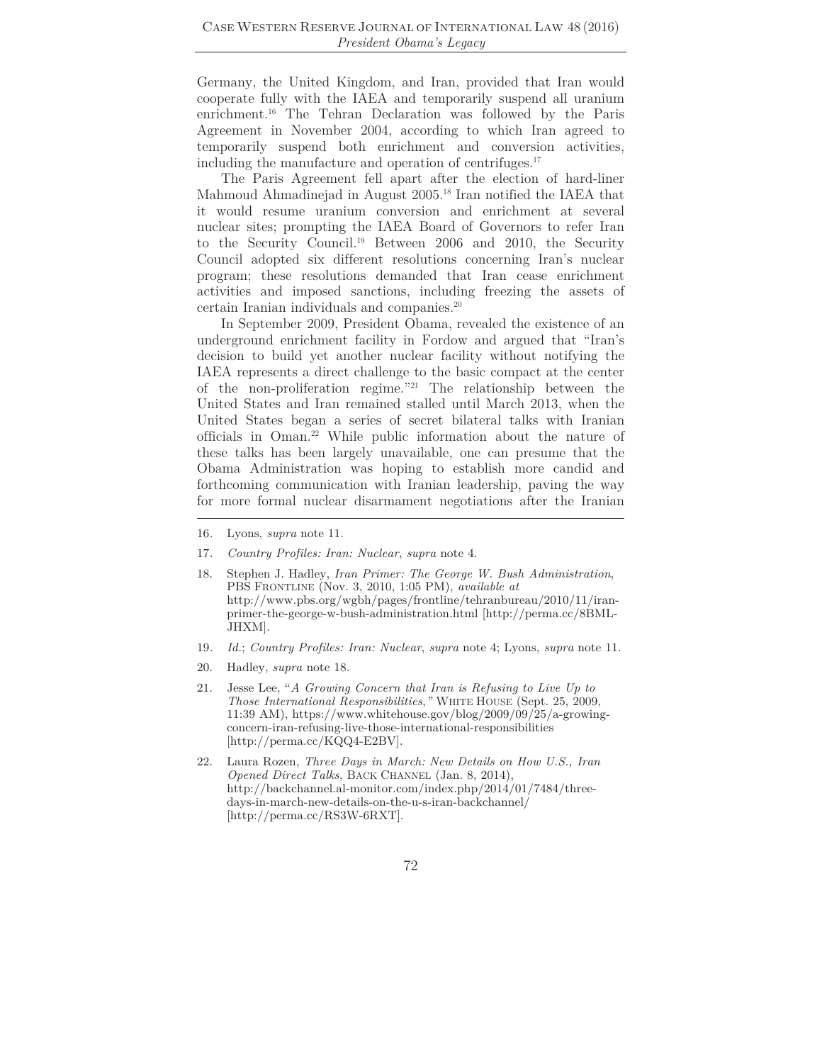Germany, the United Kingdom, and Iran, provided that Iran would cooperate fully with the IAEA and temporarily suspend all uranium enrichment.[16] The Tehran Declaration was followed by the Paris Agreement in November 2004, according to which Iran agreed to temporarily suspend both enrichment and conversion activities, including the manufacture and operation of centrifuges.[17]

The Paris Agreement fell apart after the election of hard-liner Mahmoud Ahmadinejad in August 2005.[18] Iran notified the IAEA that it would resume uranium conversion and enrichment at several nuclear sites; prompting the IAEA Board of Governors to refer Iran to the Security Council.[19] Between 2006 and 2010, the Security Council adopted six different resolutions concerning Iran's nuclear program; these resolutions demanded that Iran cease enrichment activities and imposed sanctions, including freezing the assets of certain Iranian individuals and companies.[20]

In September 2009, President Obama, revealed the existence of an underground enrichment facility in Fordow and argued that "Iran's decision to build yet another nuclear facility without notifying the IAEA represents a direct challenge to the basic compact at the center of the non-proliferation regime."[21] The relationship between the United States and Iran remained stalled until March 2013, when the United States began a series of secret bilateral talks with Iranian officials in Oman.[22] While public information about the nature of these talks has been largely unavailable, one can presume that the Obama Administration was hoping to establish more candid and forthcoming communication with Iranian leadership, paving the way for more formal nuclear disarmament negotiations after the Iranian

---

16. Lyons, *supra* note 11.
17. *Country Profiles: Iran: Nuclear*, *supra* note 4.
18. Stephen J. Hadley, *Iran Primer: The George W. Bush Administration*, PBS FRONTLINE (Nov. 3, 2010, 1:05 PM), *available at* http://www.pbs.org/wgbh/pages/frontline/tehranbureau/2010/11/iran-primer-the-george-w-bush-administration.html [http://perma.cc/8BML-JHXM].
19. *Id.*; *Country Profiles: Iran: Nuclear*, *supra* note 4; Lyons, *supra* note 11.
20. Hadley, *supra* note 18.
21. Jesse Lee, "*A Growing Concern that Iran is Refusing to Live Up to Those International Responsibilities*," WHITE HOUSE (Sept. 25, 2009, 11:39 AM), https://www.whitehouse.gov/blog/2009/09/25/a-growing-concern-iran-refusing-live-those-international-responsibilities [http://perma.cc/KQQ4-E2BV].
22. Laura Rozen, *Three Days in March: New Details on How U.S., Iran Opened Direct Talks*, BACK CHANNEL (Jan. 8, 2014), http://backchannel.al-monitor.com/index.php/2014/01/7484/three-days-in-march-new-details-on-the-u-s-iran-backchannel/ [http://perma.cc/RS3W-6RXT].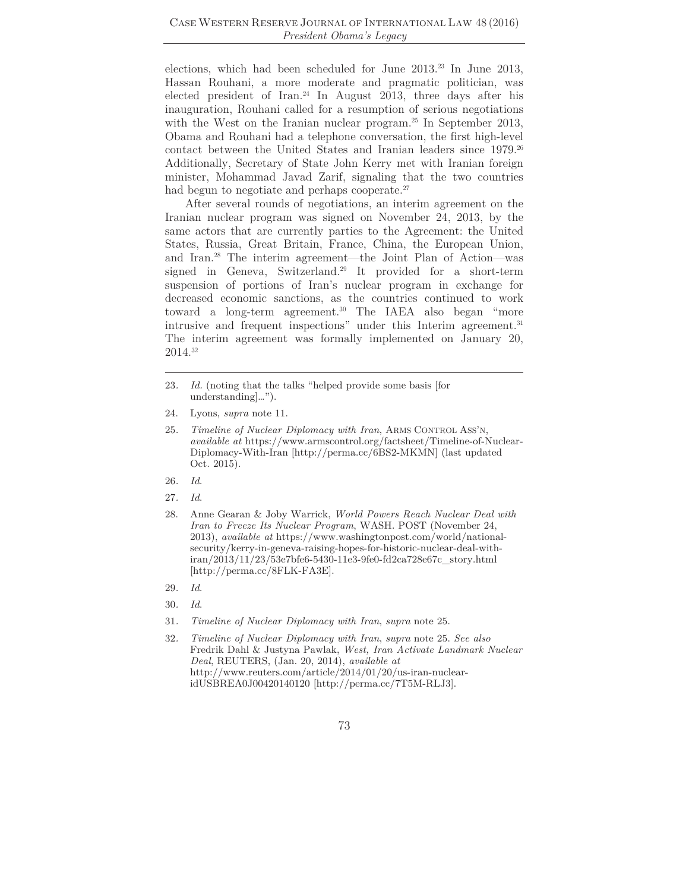elections, which had been scheduled for June 2013.[23] In June 2013, Hassan Rouhani, a more moderate and pragmatic politician, was elected president of Iran.[24] In August 2013, three days after his inauguration, Rouhani called for a resumption of serious negotiations with the West on the Iranian nuclear program.[25] In September 2013, Obama and Rouhani had a telephone conversation, the first high-level contact between the United States and Iranian leaders since 1979.[26] Additionally, Secretary of State John Kerry met with Iranian foreign minister, Mohammad Javad Zarif, signaling that the two countries had begun to negotiate and perhaps cooperate.[27]

After several rounds of negotiations, an interim agreement on the Iranian nuclear program was signed on November 24, 2013, by the same actors that are currently parties to the Agreement: the United States, Russia, Great Britain, France, China, the European Union, and Iran.[28] The interim agreement—the Joint Plan of Action—was signed in Geneva, Switzerland.[29] It provided for a short-term suspension of portions of Iran's nuclear program in exchange for decreased economic sanctions, as the countries continued to work toward a long-term agreement.[30] The IAEA also began "more intrusive and frequent inspections" under this Interim agreement.[31] The interim agreement was formally implemented on January 20, 2014.[32]

---

23. *Id.* (noting that the talks "helped provide some basis [for understanding]…").

24. Lyons, *supra* note 11.

25. *Timeline of Nuclear Diplomacy with Iran*, ARMS CONTROL ASS'N, *available at* https://www.armscontrol.org/factsheet/Timeline-of-Nuclear-Diplomacy-With-Iran [http://perma.cc/6BS2-MKMN] (last updated Oct. 2015).

26. *Id.*

27. *Id.*

28. Anne Gearan & Joby Warrick, *World Powers Reach Nuclear Deal with Iran to Freeze Its Nuclear Program*, WASH. POST (November 24, 2013), *available at* https://www.washingtonpost.com/world/national-security/kerry-in-geneva-raising-hopes-for-historic-nuclear-deal-with-iran/2013/11/23/53e7bfe6-5430-11e3-9fe0-fd2ca728e67c_story.html [http://perma.cc/8FLK-FA3E].

29. *Id.*

30. *Id.*

31. *Timeline of Nuclear Diplomacy with Iran*, *supra* note 25.

32. *Timeline of Nuclear Diplomacy with Iran*, *supra* note 25. *See also* Fredrik Dahl & Justyna Pawlak, *West, Iran Activate Landmark Nuclear Deal*, REUTERS, (Jan. 20, 2014), *available at* http://www.reuters.com/article/2014/01/20/us-iran-nuclear-idUSBREA0J00420140120 [http://perma.cc/7T5M-RLJ3].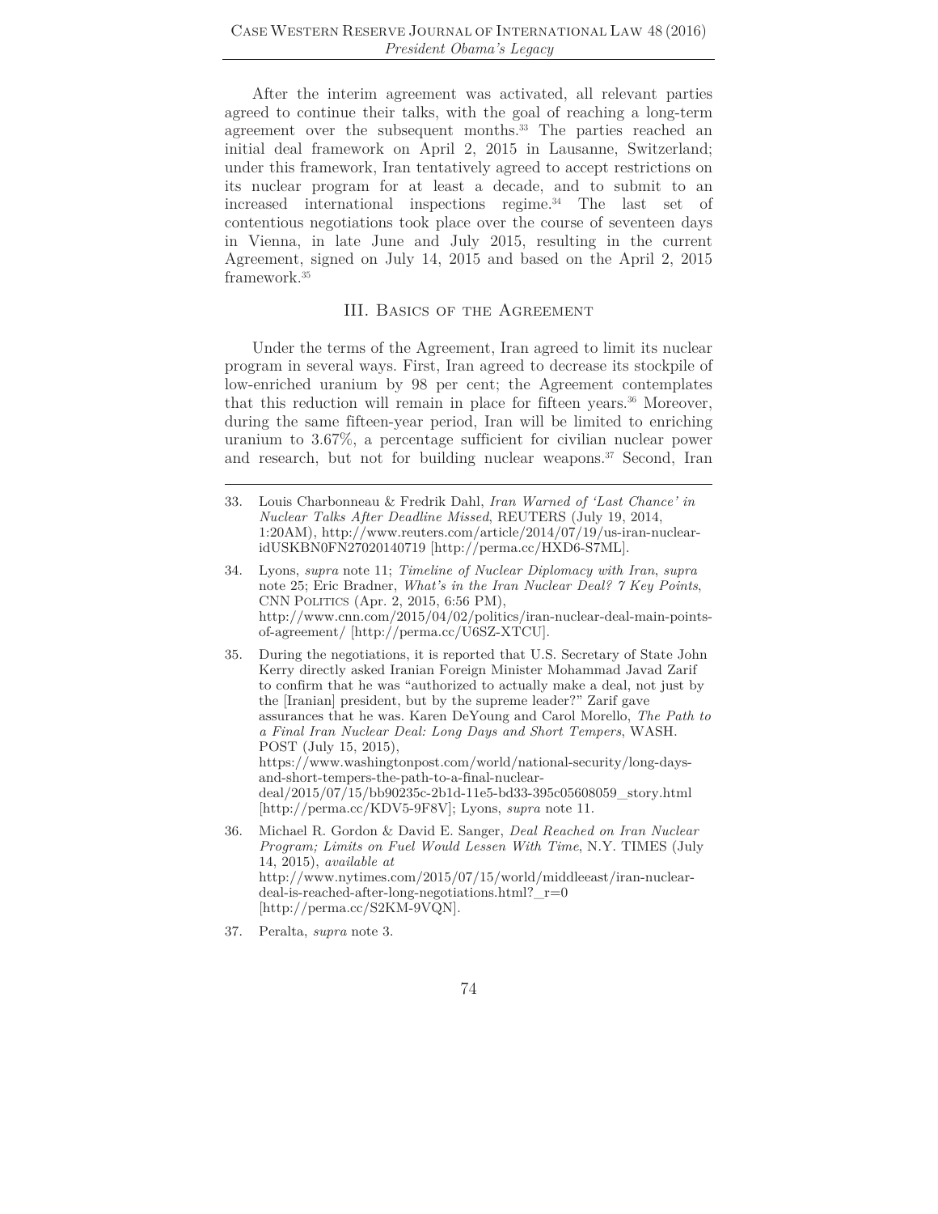After the interim agreement was activated, all relevant parties agreed to continue their talks, with the goal of reaching a long-term agreement over the subsequent months.[33] The parties reached an initial deal framework on April 2, 2015 in Lausanne, Switzerland; under this framework, Iran tentatively agreed to accept restrictions on its nuclear program for at least a decade, and to submit to an increased international inspections regime.[34] The last set of contentious negotiations took place over the course of seventeen days in Vienna, in late June and July 2015, resulting in the current Agreement, signed on July 14, 2015 and based on the April 2, 2015 framework.[35]

## III. Basics of the Agreement

Under the terms of the Agreement, Iran agreed to limit its nuclear program in several ways. First, Iran agreed to decrease its stockpile of low-enriched uranium by 98 per cent; the Agreement contemplates that this reduction will remain in place for fifteen years.[36] Moreover, during the same fifteen-year period, Iran will be limited to enriching uranium to 3.67%, a percentage sufficient for civilian nuclear power and research, but not for building nuclear weapons.[37] Second, Iran

---

33. Louis Charbonneau & Fredrik Dahl, *Iran Warned of 'Last Chance' in Nuclear Talks After Deadline Missed*, REUTERS (July 19, 2014, 1:20AM), http://www.reuters.com/article/2014/07/19/us-iran-nuclear-idUSKBN0FN27020140719 [http://perma.cc/HXD6-S7ML].

34. Lyons, *supra* note 11; *Timeline of Nuclear Diplomacy with Iran*, *supra* note 25; Eric Bradner, *What's in the Iran Nuclear Deal? 7 Key Points*, CNN Politics (Apr. 2, 2015, 6:56 PM), http://www.cnn.com/2015/04/02/politics/iran-nuclear-deal-main-points-of-agreement/ [http://perma.cc/U6SZ-XTCU].

35. During the negotiations, it is reported that U.S. Secretary of State John Kerry directly asked Iranian Foreign Minister Mohammad Javad Zarif to confirm that he was "authorized to actually make a deal, not just by the [Iranian] president, but by the supreme leader?" Zarif gave assurances that he was. Karen DeYoung and Carol Morello, *The Path to a Final Iran Nuclear Deal: Long Days and Short Tempers*, WASH. POST (July 15, 2015), https://www.washingtonpost.com/world/national-security/long-days-and-short-tempers-the-path-to-a-final-nuclear-deal/2015/07/15/bb90235c-2b1d-11e5-bd33-395c05608059_story.html [http://perma.cc/KDV5-9F8V]; Lyons, *supra* note 11.

36. Michael R. Gordon & David E. Sanger, *Deal Reached on Iran Nuclear Program; Limits on Fuel Would Lessen With Time*, N.Y. TIMES (July 14, 2015), *available at* http://www.nytimes.com/2015/07/15/world/middleeast/iran-nuclear-deal-is-reached-after-long-negotiations.html?_r=0 [http://perma.cc/S2KM-9VQN].

37. Peralta, *supra* note 3.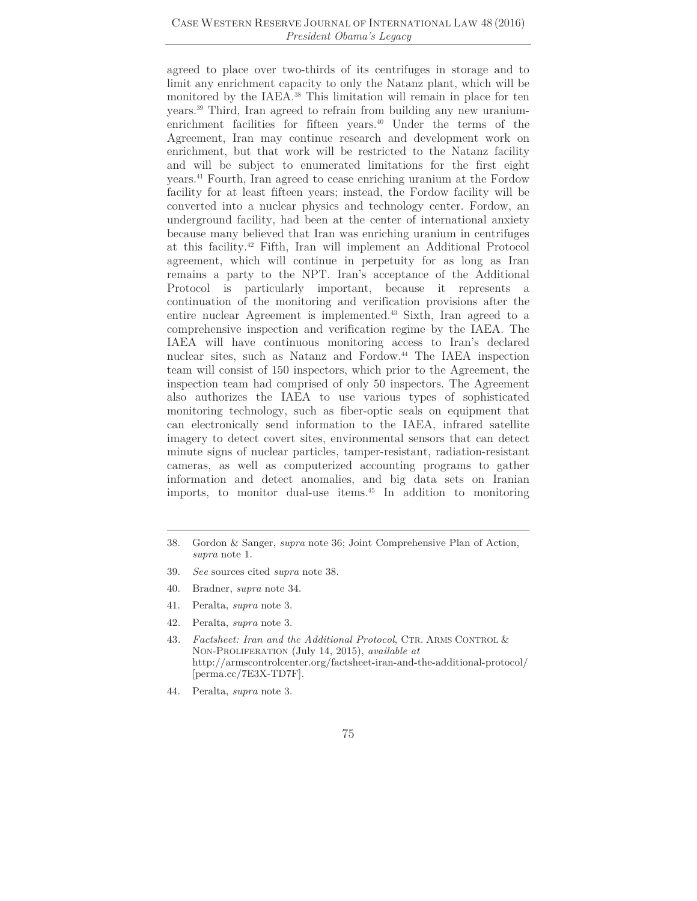agreed to place over two-thirds of its centrifuges in storage and to limit any enrichment capacity to only the Natanz plant, which will be monitored by the IAEA.[38] This limitation will remain in place for ten years.[39] Third, Iran agreed to refrain from building any new uranium-enrichment facilities for fifteen years.[40] Under the terms of the Agreement, Iran may continue research and development work on enrichment, but that work will be restricted to the Natanz facility and will be subject to enumerated limitations for the first eight years.[41] Fourth, Iran agreed to cease enriching uranium at the Fordow facility for at least fifteen years; instead, the Fordow facility will be converted into a nuclear physics and technology center. Fordow, an underground facility, had been at the center of international anxiety because many believed that Iran was enriching uranium in centrifuges at this facility.[42] Fifth, Iran will implement an Additional Protocol agreement, which will continue in perpetuity for as long as Iran remains a party to the NPT. Iran's acceptance of the Additional Protocol is particularly important, because it represents a continuation of the monitoring and verification provisions after the entire nuclear Agreement is implemented.[43] Sixth, Iran agreed to a comprehensive inspection and verification regime by the IAEA. The IAEA will have continuous monitoring access to Iran's declared nuclear sites, such as Natanz and Fordow.[44] The IAEA inspection team will consist of 150 inspectors, which prior to the Agreement, the inspection team had comprised of only 50 inspectors. The Agreement also authorizes the IAEA to use various types of sophisticated monitoring technology, such as fiber-optic seals on equipment that can electronically send information to the IAEA, infrared satellite imagery to detect covert sites, environmental sensors that can detect minute signs of nuclear particles, tamper-resistant, radiation-resistant cameras, as well as computerized accounting programs to gather information and detect anomalies, and big data sets on Iranian imports, to monitor dual-use items.[45] In addition to monitoring

---

38. Gordon & Sanger, *supra* note 36; Joint Comprehensive Plan of Action, *supra* note 1.

39. *See* sources cited *supra* note 38.

40. Bradner, *supra* note 34.

41. Peralta, *supra* note 3.

42. Peralta, *supra* note 3.

43. *Factsheet: Iran and the Additional Protocol*, Ctr. Arms Control & Non-Proliferation (July 14, 2015), *available at* http://armscontrolcenter.org/factsheet-iran-and-the-additional-protocol/ [perma.cc/7E3X-TD7F].

44. Peralta, *supra* note 3.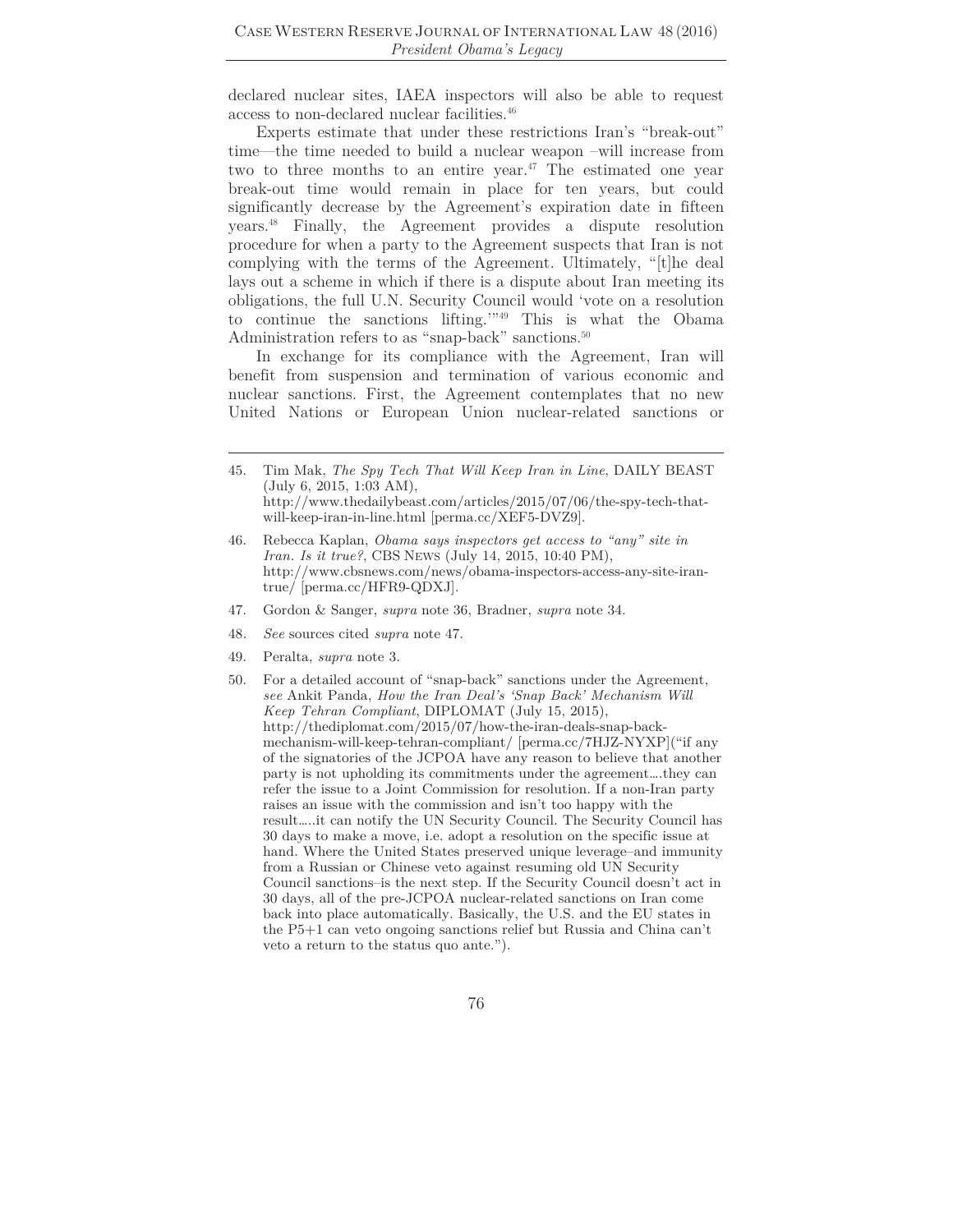declared nuclear sites, IAEA inspectors will also be able to request access to non-declared nuclear facilities.[46]

Experts estimate that under these restrictions Iran's "break-out" time—the time needed to build a nuclear weapon –will increase from two to three months to an entire year.[47] The estimated one year break-out time would remain in place for ten years, but could significantly decrease by the Agreement's expiration date in fifteen years.[48] Finally, the Agreement provides a dispute resolution procedure for when a party to the Agreement suspects that Iran is not complying with the terms of the Agreement. Ultimately, "[t]he deal lays out a scheme in which if there is a dispute about Iran meeting its obligations, the full U.N. Security Council would 'vote on a resolution to continue the sanctions lifting.'"[49] This is what the Obama Administration refers to as "snap-back" sanctions.[50]

In exchange for its compliance with the Agreement, Iran will benefit from suspension and termination of various economic and nuclear sanctions. First, the Agreement contemplates that no new United Nations or European Union nuclear-related sanctions or

---

45. Tim Mak, *The Spy Tech That Will Keep Iran in Line*, DAILY BEAST (July 6, 2015, 1:03 AM), http://www.thedailybeast.com/articles/2015/07/06/the-spy-tech-that-will-keep-iran-in-line.html [perma.cc/XEF5-DVZ9].

46. Rebecca Kaplan, *Obama says inspectors get access to "any" site in Iran. Is it true?*, CBS NEWS (July 14, 2015, 10:40 PM), http://www.cbsnews.com/news/obama-inspectors-access-any-site-iran-true/ [perma.cc/HFR9-QDXJ].

47. Gordon & Sanger, *supra* note 36, Bradner, *supra* note 34.

48. *See* sources cited *supra* note 47.

49. Peralta, *supra* note 3.

50. For a detailed account of "snap-back" sanctions under the Agreement, *see* Ankit Panda, *How the Iran Deal's 'Snap Back' Mechanism Will Keep Tehran Compliant*, DIPLOMAT (July 15, 2015), http://thediplomat.com/2015/07/how-the-iran-deals-snap-back-mechanism-will-keep-tehran-compliant/ [perma.cc/7HJZ-NYXP]("if any of the signatories of the JCPOA have any reason to believe that another party is not upholding its commitments under the agreement….they can refer the issue to a Joint Commission for resolution. If a non-Iran party raises an issue with the commission and isn't too happy with the result…..it can notify the UN Security Council. The Security Council has 30 days to make a move, i.e. adopt a resolution on the specific issue at hand. Where the United States preserved unique leverage–and immunity from a Russian or Chinese veto against resuming old UN Security Council sanctions–is the next step. If the Security Council doesn't act in 30 days, all of the pre-JCPOA nuclear-related sanctions on Iran come back into place automatically. Basically, the U.S. and the EU states in the P5+1 can veto ongoing sanctions relief but Russia and China can't veto a return to the status quo ante.").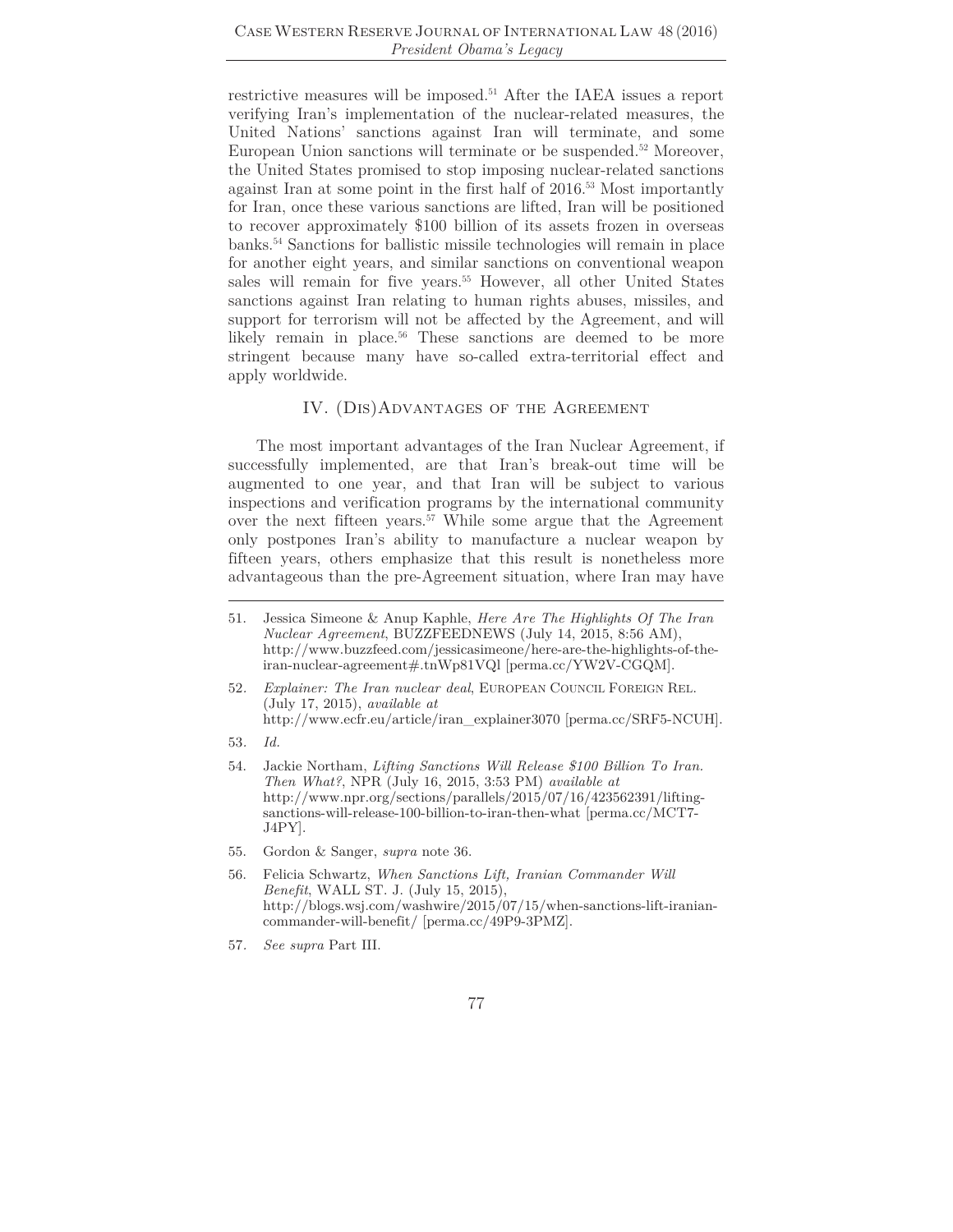restrictive measures will be imposed.[51] After the IAEA issues a report verifying Iran's implementation of the nuclear-related measures, the United Nations' sanctions against Iran will terminate, and some European Union sanctions will terminate or be suspended.[52] Moreover, the United States promised to stop imposing nuclear-related sanctions against Iran at some point in the first half of 2016.[53] Most importantly for Iran, once these various sanctions are lifted, Iran will be positioned to recover approximately $100 billion of its assets frozen in overseas banks.[54] Sanctions for ballistic missile technologies will remain in place for another eight years, and similar sanctions on conventional weapon sales will remain for five years.[55] However, all other United States sanctions against Iran relating to human rights abuses, missiles, and support for terrorism will not be affected by the Agreement, and will likely remain in place.[56] These sanctions are deemed to be more stringent because many have so-called extra-territorial effect and apply worldwide.

## IV. (Dis)Advantages of the Agreement

The most important advantages of the Iran Nuclear Agreement, if successfully implemented, are that Iran's break-out time will be augmented to one year, and that Iran will be subject to various inspections and verification programs by the international community over the next fifteen years.[57] While some argue that the Agreement only postpones Iran's ability to manufacture a nuclear weapon by fifteen years, others emphasize that this result is nonetheless more advantageous than the pre-Agreement situation, where Iran may have

---

51. Jessica Simeone & Anup Kaphle, *Here Are The Highlights Of The Iran Nuclear Agreement*, BUZZFEEDNEWS (July 14, 2015, 8:56 AM), http://www.buzzfeed.com/jessicasimeone/here-are-the-highlights-of-the-iran-nuclear-agreement#.tnWp81VQl [perma.cc/YW2V-CGQM].

52. *Explainer: The Iran nuclear deal*, European Council Foreign Rel. (July 17, 2015), *available at* http://www.ecfr.eu/article/iran_explainer3070 [perma.cc/SRF5-NCUH].

53. *Id.*

54. Jackie Northam, *Lifting Sanctions Will Release $100 Billion To Iran. Then What?*, NPR (July 16, 2015, 3:53 PM) *available at* http://www.npr.org/sections/parallels/2015/07/16/423562391/lifting-sanctions-will-release-100-billion-to-iran-then-what [perma.cc/MCT7-J4PY].

55. Gordon & Sanger, *supra* note 36.

56. Felicia Schwartz, *When Sanctions Lift, Iranian Commander Will Benefit*, WALL ST. J. (July 15, 2015), http://blogs.wsj.com/washwire/2015/07/15/when-sanctions-lift-iranian-commander-will-benefit/ [perma.cc/49P9-3PMZ].

57. *See supra* Part III.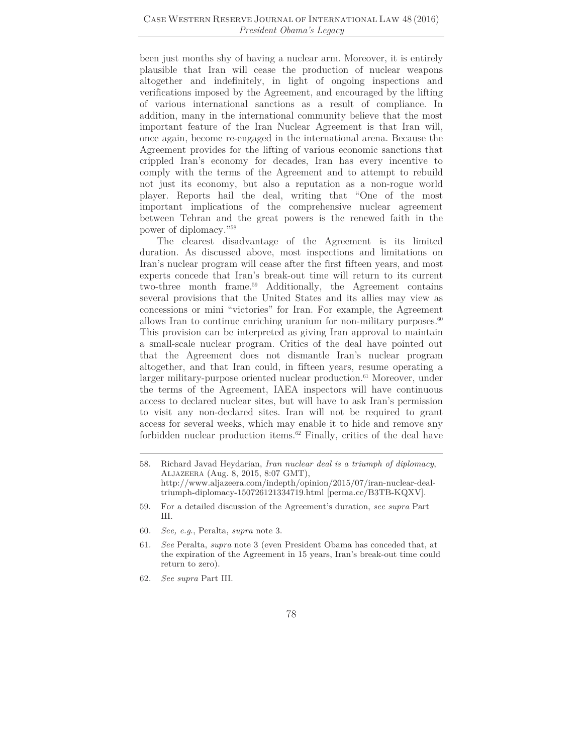been just months shy of having a nuclear arm. Moreover, it is entirely plausible that Iran will cease the production of nuclear weapons altogether and indefinitely, in light of ongoing inspections and verifications imposed by the Agreement, and encouraged by the lifting of various international sanctions as a result of compliance. In addition, many in the international community believe that the most important feature of the Iran Nuclear Agreement is that Iran will, once again, become re-engaged in the international arena. Because the Agreement provides for the lifting of various economic sanctions that crippled Iran's economy for decades, Iran has every incentive to comply with the terms of the Agreement and to attempt to rebuild not just its economy, but also a reputation as a non-rogue world player. Reports hail the deal, writing that "One of the most important implications of the comprehensive nuclear agreement between Tehran and the great powers is the renewed faith in the power of diplomacy."[58]

The clearest disadvantage of the Agreement is its limited duration. As discussed above, most inspections and limitations on Iran's nuclear program will cease after the first fifteen years, and most experts concede that Iran's break-out time will return to its current two-three month frame.[59] Additionally, the Agreement contains several provisions that the United States and its allies may view as concessions or mini "victories" for Iran. For example, the Agreement allows Iran to continue enriching uranium for non-military purposes.[60] This provision can be interpreted as giving Iran approval to maintain a small-scale nuclear program. Critics of the deal have pointed out that the Agreement does not dismantle Iran's nuclear program altogether, and that Iran could, in fifteen years, resume operating a larger military-purpose oriented nuclear production.[61] Moreover, under the terms of the Agreement, IAEA inspectors will have continuous access to declared nuclear sites, but will have to ask Iran's permission to visit any non-declared sites. Iran will not be required to grant access for several weeks, which may enable it to hide and remove any forbidden nuclear production items.[62] Finally, critics of the deal have

---

58. Richard Javad Heydarian, *Iran nuclear deal is a triumph of diplomacy*, ALJAZEERA (Aug. 8, 2015, 8:07 GMT), http://www.aljazeera.com/indepth/opinion/2015/07/iran-nuclear-deal-triumph-diplomacy-150726121334719.html [perma.cc/B3TB-KQXV].

59. For a detailed discussion of the Agreement's duration, *see supra* Part III.

60. *See, e.g.*, Peralta, *supra* note 3.

61. *See* Peralta, *supra* note 3 (even President Obama has conceded that, at the expiration of the Agreement in 15 years, Iran's break-out time could return to zero).

62. *See supra* Part III.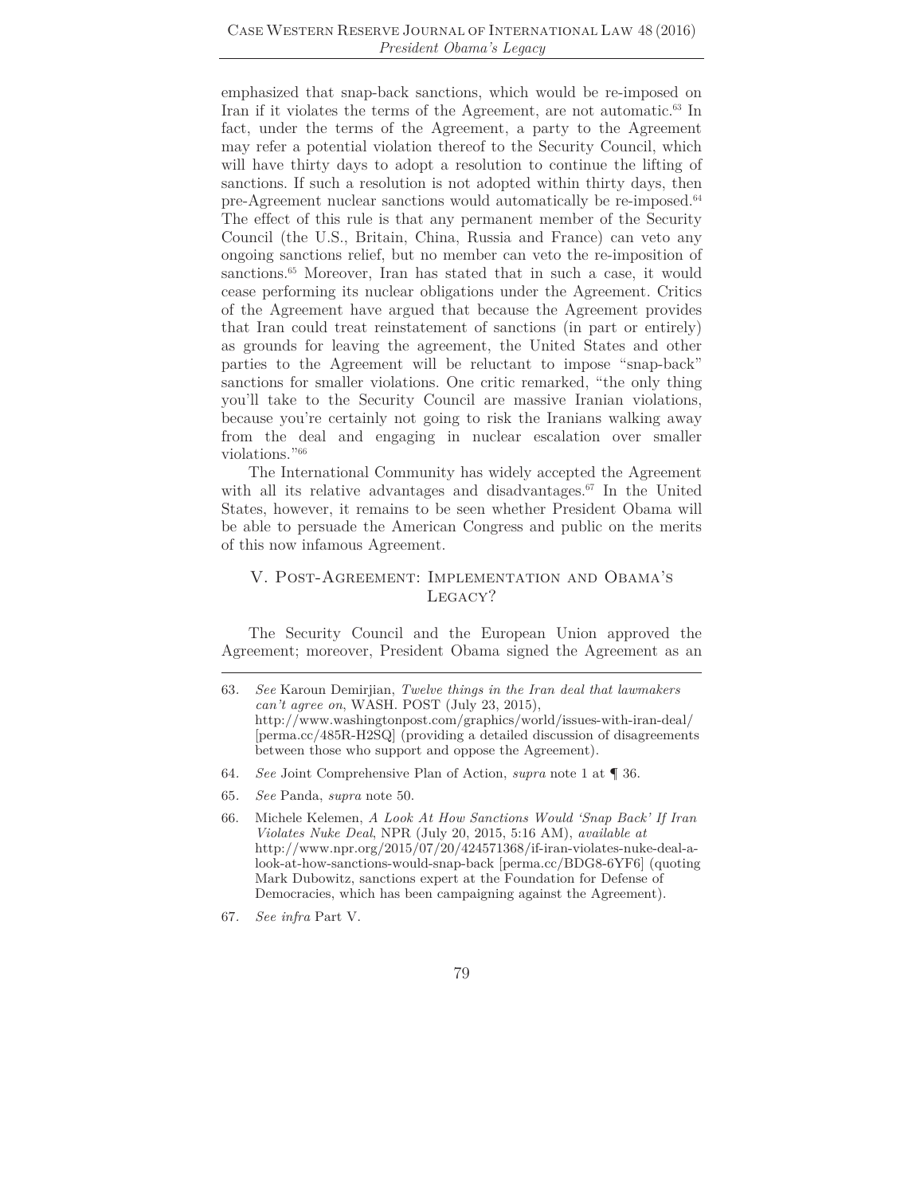emphasized that snap-back sanctions, which would be re-imposed on Iran if it violates the terms of the Agreement, are not automatic.[63] In fact, under the terms of the Agreement, a party to the Agreement may refer a potential violation thereof to the Security Council, which will have thirty days to adopt a resolution to continue the lifting of sanctions. If such a resolution is not adopted within thirty days, then pre-Agreement nuclear sanctions would automatically be re-imposed.[64] The effect of this rule is that any permanent member of the Security Council (the U.S., Britain, China, Russia and France) can veto any ongoing sanctions relief, but no member can veto the re-imposition of sanctions.[65] Moreover, Iran has stated that in such a case, it would cease performing its nuclear obligations under the Agreement. Critics of the Agreement have argued that because the Agreement provides that Iran could treat reinstatement of sanctions (in part or entirely) as grounds for leaving the agreement, the United States and other parties to the Agreement will be reluctant to impose "snap-back" sanctions for smaller violations. One critic remarked, "the only thing you'll take to the Security Council are massive Iranian violations, because you're certainly not going to risk the Iranians walking away from the deal and engaging in nuclear escalation over smaller violations."[66]

The International Community has widely accepted the Agreement with all its relative advantages and disadvantages.[67] In the United States, however, it remains to be seen whether President Obama will be able to persuade the American Congress and public on the merits of this now infamous Agreement.

## V. Post-Agreement: Implementation and Obama's Legacy?

The Security Council and the European Union approved the Agreement; moreover, President Obama signed the Agreement as an

---

63. *See* Karoun Demirjian, *Twelve things in the Iran deal that lawmakers can't agree on*, WASH. POST (July 23, 2015), http://www.washingtonpost.com/graphics/world/issues-with-iran-deal/ [perma.cc/485R-H2SQ] (providing a detailed discussion of disagreements between those who support and oppose the Agreement).

64. *See* Joint Comprehensive Plan of Action, *supra* note 1 at ¶ 36.

65. *See* Panda, *supra* note 50.

66. Michele Kelemen, *A Look At How Sanctions Would 'Snap Back' If Iran Violates Nuke Deal*, NPR (July 20, 2015, 5:16 AM), *available at* http://www.npr.org/2015/07/20/424571368/if-iran-violates-nuke-deal-a-look-at-how-sanctions-would-snap-back [perma.cc/BDG8-6YF6] (quoting Mark Dubowitz, sanctions expert at the Foundation for Defense of Democracies, which has been campaigning against the Agreement).

67. *See infra* Part V.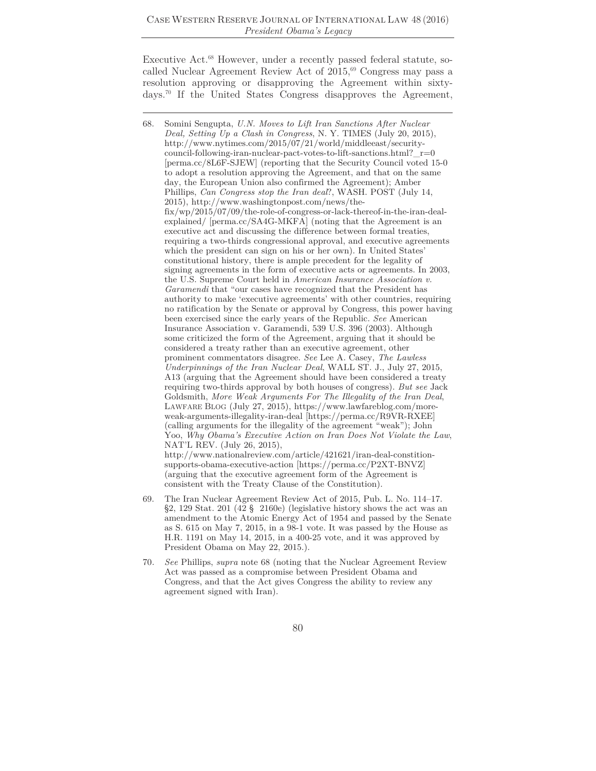Executive Act.[68] However, under a recently passed federal statute, so-called Nuclear Agreement Review Act of 2015,[69] Congress may pass a resolution approving or disapproving the Agreement within sixty-days.[70] If the United States Congress disapproves the Agreement,

---

68. Somini Sengupta, *U.N. Moves to Lift Iran Sanctions After Nuclear Deal, Setting Up a Clash in Congress*, N. Y. TIMES (July 20, 2015), http://www.nytimes.com/2015/07/21/world/middleeast/security-council-following-iran-nuclear-pact-votes-to-lift-sanctions.html?_r=0 [perma.cc/8L6F-SJEW] (reporting that the Security Council voted 15-0 to adopt a resolution approving the Agreement, and that on the same day, the European Union also confirmed the Agreement); Amber Phillips, *Can Congress stop the Iran deal?*, WASH. POST (July 14, 2015), http://www.washingtonpost.com/news/the-fix/wp/2015/07/09/the-role-of-congress-or-lack-thereof-in-the-iran-deal-explained/ [perma.cc/SA4G-MKFA] (noting that the Agreement is an executive act and discussing the difference between formal treaties, requiring a two-thirds congressional approval, and executive agreements which the president can sign on his or her own). In United States' constitutional history, there is ample precedent for the legality of signing agreements in the form of executive acts or agreements. In 2003, the U.S. Supreme Court held in *American Insurance Association v. Garamendi* that "our cases have recognized that the President has authority to make 'executive agreements' with other countries, requiring no ratification by the Senate or approval by Congress, this power having been exercised since the early years of the Republic. *See* American Insurance Association v. Garamendi, 539 U.S. 396 (2003). Although some criticized the form of the Agreement, arguing that it should be considered a treaty rather than an executive agreement, other prominent commentators disagree. *See* Lee A. Casey, *The Lawless Underpinnings of the Iran Nuclear Deal*, WALL ST. J., July 27, 2015, A13 (arguing that the Agreement should have been considered a treaty requiring two-thirds approval by both houses of congress). *But see* Jack Goldsmith, *More Weak Arguments For The Illegality of the Iran Deal*, LAWFARE BLOG (July 27, 2015), https://www.lawfareblog.com/more-weak-arguments-illegality-iran-deal [https://perma.cc/R9VR-RXEE] (calling arguments for the illegality of the agreement "weak"); John Yoo, *Why Obama's Executive Action on Iran Does Not Violate the Law*, NAT'L REV. (July 26, 2015), http://www.nationalreview.com/article/421621/iran-deal-constition-supports-obama-executive-action [https://perma.cc/P2XT-BNVZ] (arguing that the executive agreement form of the Agreement is consistent with the Treaty Clause of the Constitution).

69. The Iran Nuclear Agreement Review Act of 2015, Pub. L. No. 114–17. §2, 129 Stat. 201 (42 § 2160e) (legislative history shows the act was an amendment to the Atomic Energy Act of 1954 and passed by the Senate as S. 615 on May 7, 2015, in a 98-1 vote. It was passed by the House as H.R. 1191 on May 14, 2015, in a 400-25 vote, and it was approved by President Obama on May 22, 2015.).

70. *See* Phillips, *supra* note 68 (noting that the Nuclear Agreement Review Act was passed as a compromise between President Obama and Congress, and that the Act gives Congress the ability to review any agreement signed with Iran).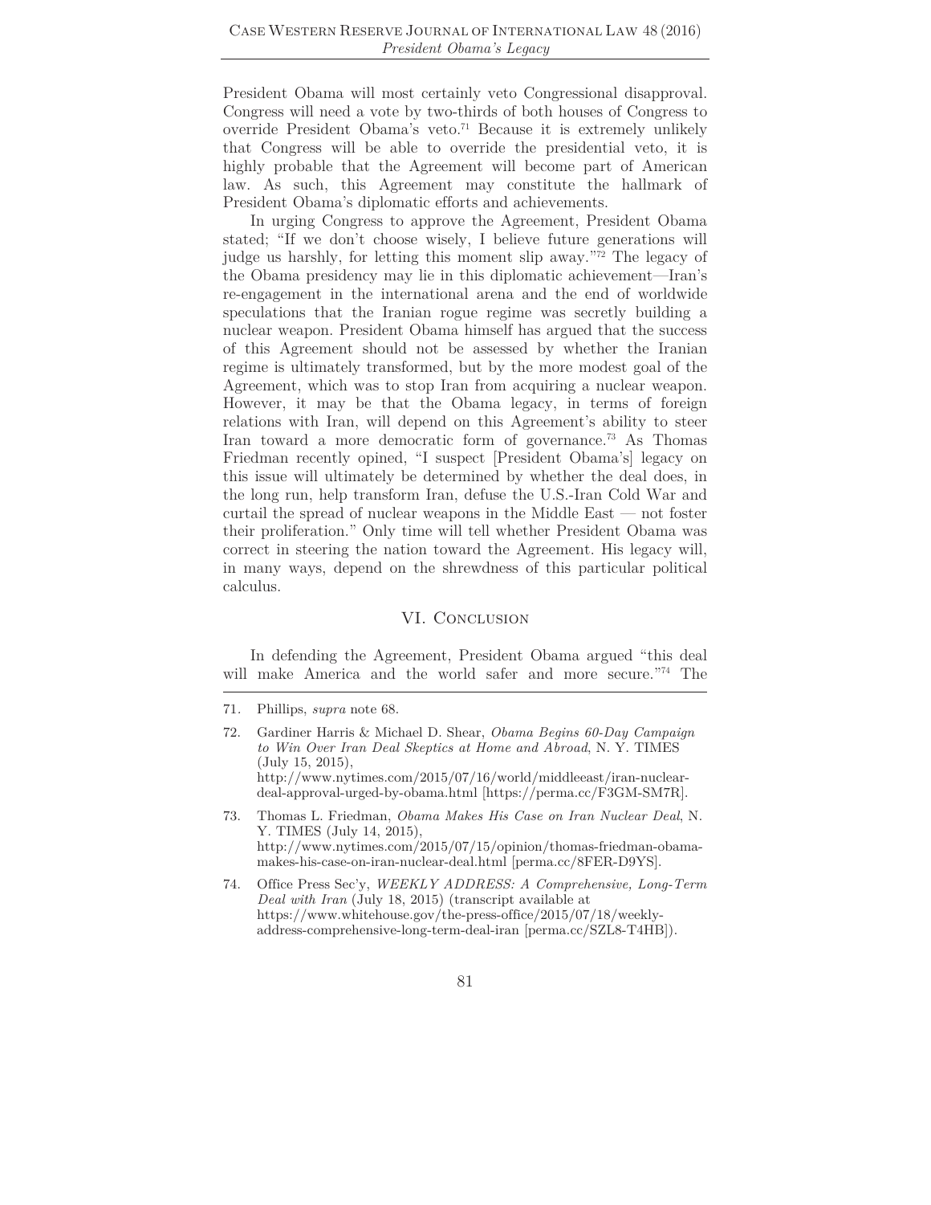President Obama will most certainly veto Congressional disapproval. Congress will need a vote by two-thirds of both houses of Congress to override President Obama's veto.[71] Because it is extremely unlikely that Congress will be able to override the presidential veto, it is highly probable that the Agreement will become part of American law. As such, this Agreement may constitute the hallmark of President Obama's diplomatic efforts and achievements.

In urging Congress to approve the Agreement, President Obama stated; "If we don't choose wisely, I believe future generations will judge us harshly, for letting this moment slip away."[72] The legacy of the Obama presidency may lie in this diplomatic achievement—Iran's re-engagement in the international arena and the end of worldwide speculations that the Iranian rogue regime was secretly building a nuclear weapon. President Obama himself has argued that the success of this Agreement should not be assessed by whether the Iranian regime is ultimately transformed, but by the more modest goal of the Agreement, which was to stop Iran from acquiring a nuclear weapon. However, it may be that the Obama legacy, in terms of foreign relations with Iran, will depend on this Agreement's ability to steer Iran toward a more democratic form of governance.[73] As Thomas Friedman recently opined, "I suspect [President Obama's] legacy on this issue will ultimately be determined by whether the deal does, in the long run, help transform Iran, defuse the U.S.-Iran Cold War and curtail the spread of nuclear weapons in the Middle East — not foster their proliferation." Only time will tell whether President Obama was correct in steering the nation toward the Agreement. His legacy will, in many ways, depend on the shrewdness of this particular political calculus.

## VI. Conclusion

In defending the Agreement, President Obama argued "this deal will make America and the world safer and more secure."[74] The

---

71. Phillips, *supra* note 68.

72. Gardiner Harris & Michael D. Shear, *Obama Begins 60-Day Campaign to Win Over Iran Deal Skeptics at Home and Abroad*, N. Y. TIMES (July 15, 2015), http://www.nytimes.com/2015/07/16/world/middleeast/iran-nuclear-deal-approval-urged-by-obama.html [https://perma.cc/F3GM-SM7R].

73. Thomas L. Friedman, *Obama Makes His Case on Iran Nuclear Deal*, N. Y. TIMES (July 14, 2015), http://www.nytimes.com/2015/07/15/opinion/thomas-friedman-obama-makes-his-case-on-iran-nuclear-deal.html [perma.cc/8FER-D9YS].

74. Office Press Sec'y, *WEEKLY ADDRESS: A Comprehensive, Long-Term Deal with Iran* (July 18, 2015) (transcript available at https://www.whitehouse.gov/the-press-office/2015/07/18/weekly-address-comprehensive-long-term-deal-iran [perma.cc/SZL8-T4HB]).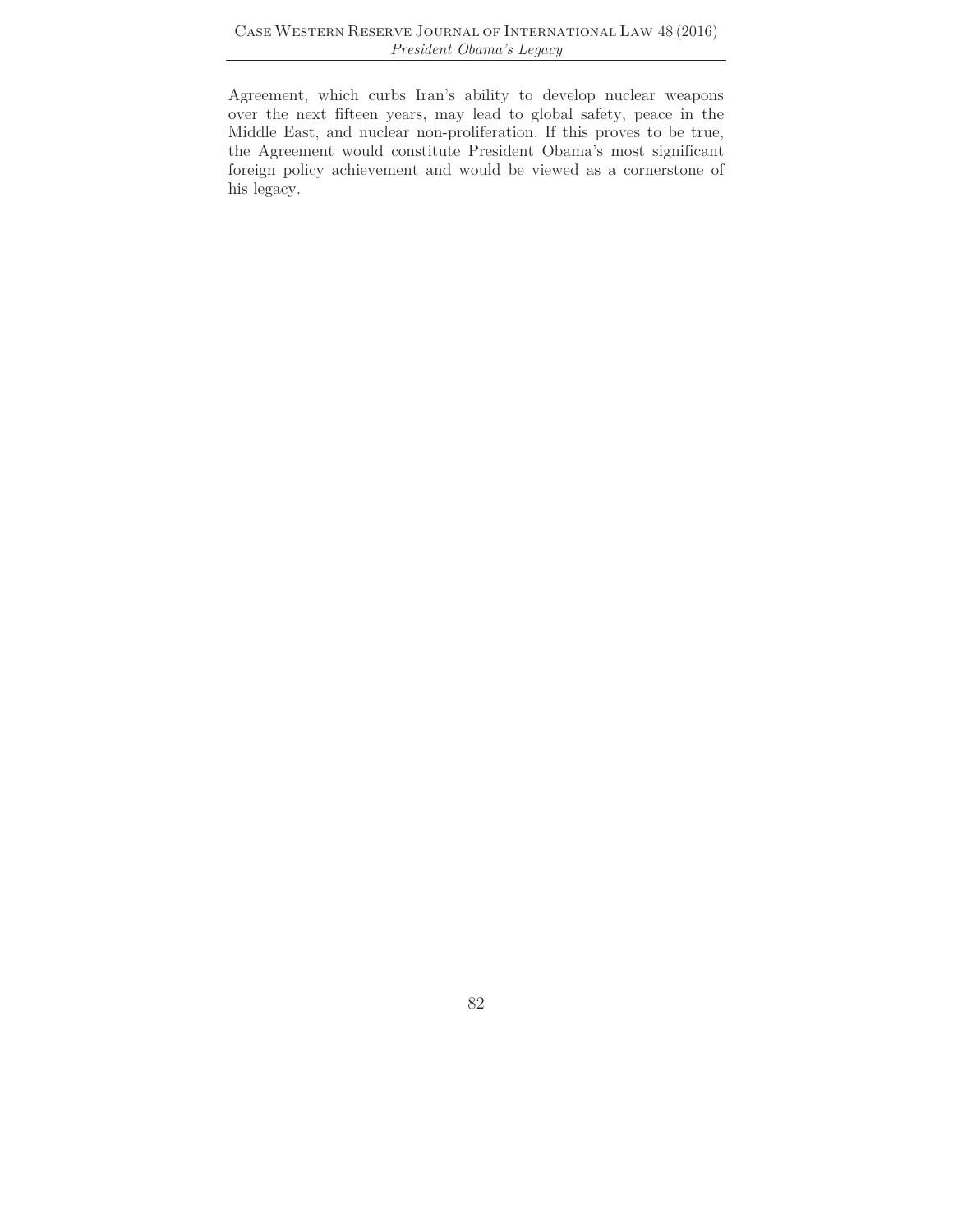Agreement, which curbs Iran's ability to develop nuclear weapons over the next fifteen years, may lead to global safety, peace in the Middle East, and nuclear non-proliferation. If this proves to be true, the Agreement would constitute President Obama's most significant foreign policy achievement and would be viewed as a cornerstone of his legacy.